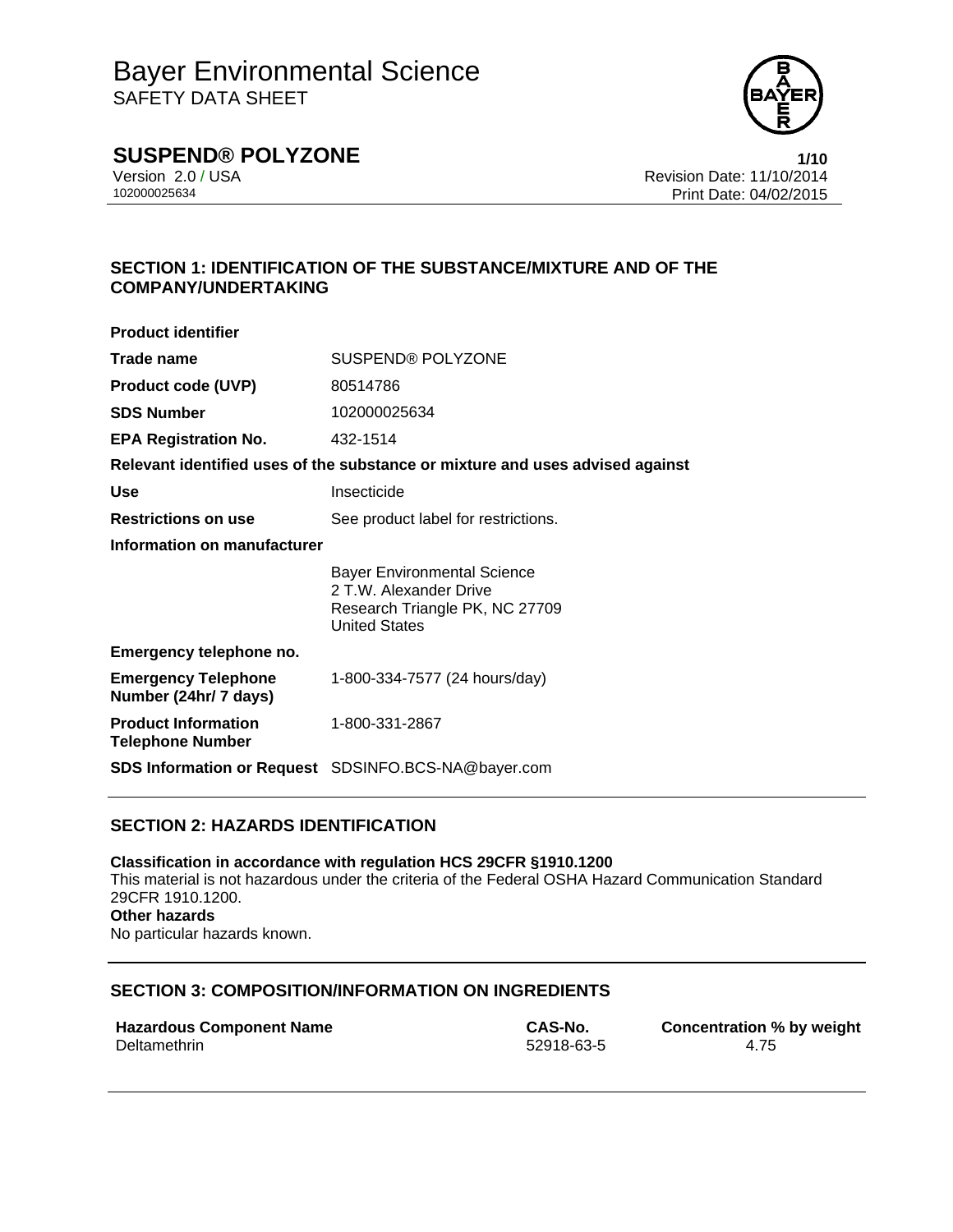# Bayer Environmental Science
SAFETY DATA SHEET

**SUSPEND® POLYZONE**

Version 2.0 / USA
102000025634

Revision Date: 11/10/2014
Print Date: 04/02/2015

## SECTION 1: IDENTIFICATION OF THE SUBSTANCE/MIXTURE AND OF THE COMPANY/UNDERTAKING

**Product identifier**

| | |
|---|---|
| **Trade name** | SUSPEND® POLYZONE |
| **Product code (UVP)** | 80514786 |
| **SDS Number** | 102000025634 |
| **EPA Registration No.** | 432-1514 |

**Relevant identified uses of the substance or mixture and uses advised against**

| | |
|---|---|
| **Use** | Insecticide |
| **Restrictions on use** | See product label for restrictions. |

**Information on manufacturer**

Bayer Environmental Science
2 T.W. Alexander Drive
Research Triangle PK, NC 27709
United States

**Emergency telephone no.**

| | |
|---|---|
| **Emergency Telephone Number (24hr/ 7 days)** | 1-800-334-7577 (24 hours/day) |
| **Product Information Telephone Number** | 1-800-331-2867 |
| **SDS Information or Request** | SDSINFO.BCS-NA@bayer.com |

## SECTION 2: HAZARDS IDENTIFICATION

**Classification in accordance with regulation HCS 29CFR §1910.1200**
This material is not hazardous under the criteria of the Federal OSHA Hazard Communication Standard 29CFR 1910.1200.
**Other hazards**
No particular hazards known.

## SECTION 3: COMPOSITION/INFORMATION ON INGREDIENTS

| Hazardous Component Name | CAS-No. | Concentration % by weight |
|---|---|---|
| Deltamethrin | 52918-63-5 | 4.75 |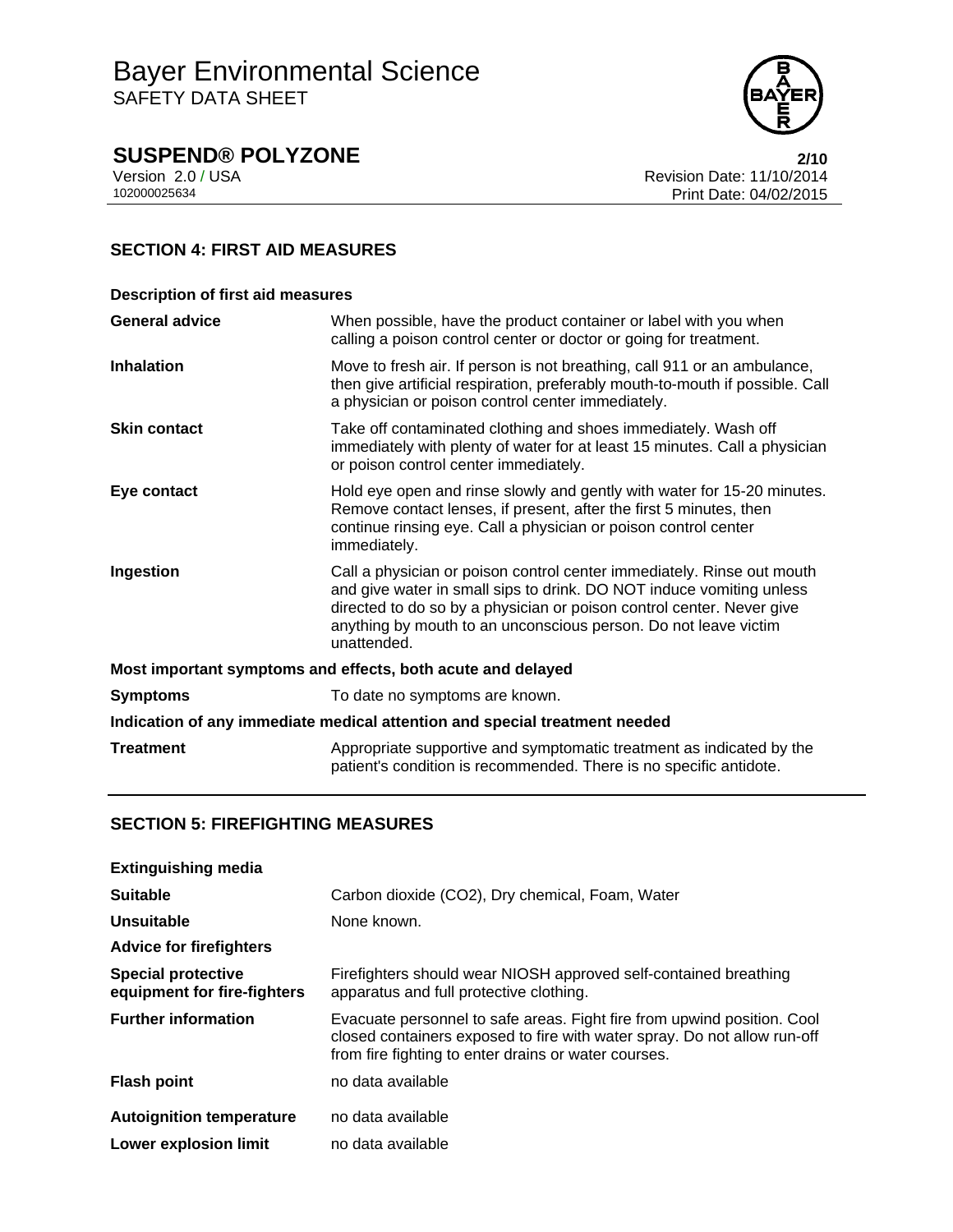## SECTION 4: FIRST AID MEASURES

**Description of first aid measures**

| | |
|---|---|
| **General advice** | When possible, have the product container or label with you when calling a poison control center or doctor or going for treatment. |
| **Inhalation** | Move to fresh air. If person is not breathing, call 911 or an ambulance, then give artificial respiration, preferably mouth-to-mouth if possible. Call a physician or poison control center immediately. |
| **Skin contact** | Take off contaminated clothing and shoes immediately. Wash off immediately with plenty of water for at least 15 minutes. Call a physician or poison control center immediately. |
| **Eye contact** | Hold eye open and rinse slowly and gently with water for 15-20 minutes. Remove contact lenses, if present, after the first 5 minutes, then continue rinsing eye. Call a physician or poison control center immediately. |
| **Ingestion** | Call a physician or poison control center immediately. Rinse out mouth and give water in small sips to drink. DO NOT induce vomiting unless directed to do so by a physician or poison control center. Never give anything by mouth to an unconscious person. Do not leave victim unattended. |

**Most important symptoms and effects, both acute and delayed**

| | |
|---|---|
| **Symptoms** | To date no symptoms are known. |

**Indication of any immediate medical attention and special treatment needed**

| | |
|---|---|
| **Treatment** | Appropriate supportive and symptomatic treatment as indicated by the patient's condition is recommended. There is no specific antidote. |

## SECTION 5: FIREFIGHTING MEASURES

**Extinguishing media**

| | |
|---|---|
| **Suitable** | Carbon dioxide ($CO_2$), Dry chemical, Foam, Water |
| **Unsuitable** | None known. |

**Advice for firefighters**

| | |
|---|---|
| **Special protective equipment for fire-fighters** | Firefighters should wear NIOSH approved self-contained breathing apparatus and full protective clothing. |
| **Further information** | Evacuate personnel to safe areas. Fight fire from upwind position. Cool closed containers exposed to fire with water spray. Do not allow run-off from fire fighting to enter drains or water courses. |
| **Flash point** | no data available |
| **Autoignition temperature** | no data available |
| **Lower explosion limit** | no data available |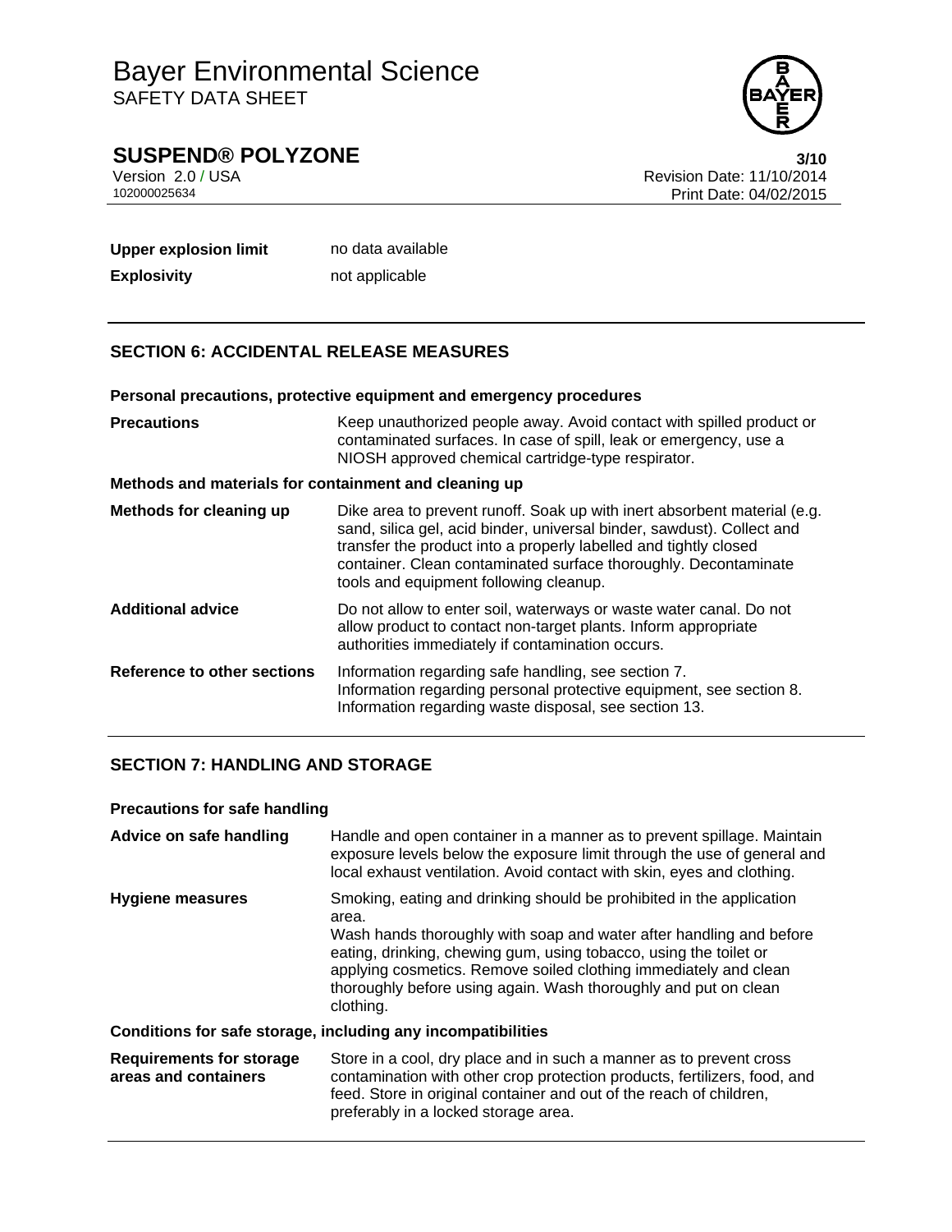| | |
|---|---|
| **Upper explosion limit** | no data available |
| **Explosivity** | not applicable |

## SECTION 6: ACCIDENTAL RELEASE MEASURES

### Personal precautions, protective equipment and emergency procedures

| | |
|---|---|
| **Precautions** | Keep unauthorized people away. Avoid contact with spilled product or contaminated surfaces. In case of spill, leak or emergency, use a NIOSH approved chemical cartridge-type respirator. |

### Methods and materials for containment and cleaning up

| | |
|---|---|
| **Methods for cleaning up** | Dike area to prevent runoff. Soak up with inert absorbent material (e.g. sand, silica gel, acid binder, universal binder, sawdust). Collect and transfer the product into a properly labelled and tightly closed container. Clean contaminated surface thoroughly. Decontaminate tools and equipment following cleanup. |
| **Additional advice** | Do not allow to enter soil, waterways or waste water canal. Do not allow product to contact non-target plants. Inform appropriate authorities immediately if contamination occurs. |
| **Reference to other sections** | Information regarding safe handling, see section 7.<br>Information regarding personal protective equipment, see section 8.<br>Information regarding waste disposal, see section 13. |

## SECTION 7: HANDLING AND STORAGE

### Precautions for safe handling

| | |
|---|---|
| **Advice on safe handling** | Handle and open container in a manner as to prevent spillage. Maintain exposure levels below the exposure limit through the use of general and local exhaust ventilation. Avoid contact with skin, eyes and clothing. |
| **Hygiene measures** | Smoking, eating and drinking should be prohibited in the application area.<br>Wash hands thoroughly with soap and water after handling and before eating, drinking, chewing gum, using tobacco, using the toilet or applying cosmetics. Remove soiled clothing immediately and clean thoroughly before using again. Wash thoroughly and put on clean clothing. |

### Conditions for safe storage, including any incompatibilities

| | |
|---|---|
| **Requirements for storage areas and containers** | Store in a cool, dry place and in such a manner as to prevent cross contamination with other crop protection products, fertilizers, food, and feed. Store in original container and out of the reach of children, preferably in a locked storage area. |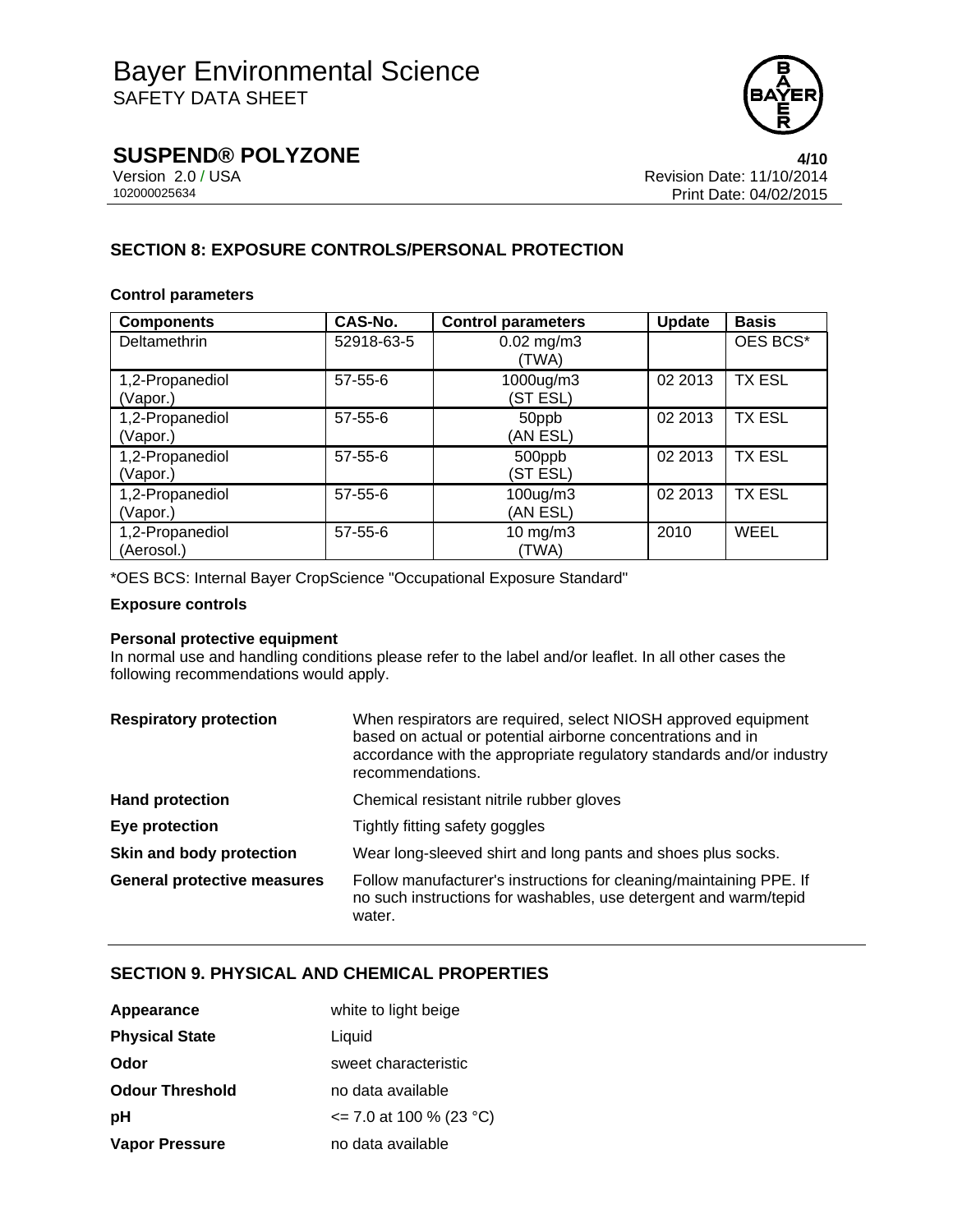## SECTION 8: EXPOSURE CONTROLS/PERSONAL PROTECTION

**Control parameters**

| Components | CAS-No. | Control parameters | Update | Basis |
|---|---|---|---|---|
| Deltamethrin | 52918-63-5 | 0.02 mg/m3 (TWA) | | OES BCS* |
| 1,2-Propanediol (Vapor.) | 57-55-6 | 1000ug/m3 (ST ESL) | 02 2013 | TX ESL |
| 1,2-Propanediol (Vapor.) | 57-55-6 | 50ppb (AN ESL) | 02 2013 | TX ESL |
| 1,2-Propanediol (Vapor.) | 57-55-6 | 500ppb (ST ESL) | 02 2013 | TX ESL |
| 1,2-Propanediol (Vapor.) | 57-55-6 | 100ug/m3 (AN ESL) | 02 2013 | TX ESL |
| 1,2-Propanediol (Aerosol.) | 57-55-6 | 10 mg/m3 (TWA) | 2010 | WEEL |

*OES BCS: Internal Bayer CropScience "Occupational Exposure Standard"

**Exposure controls**

**Personal protective equipment**

In normal use and handling conditions please refer to the label and/or leaflet. In all other cases the following recommendations would apply.

| | |
|---|---|
| **Respiratory protection** | When respirators are required, select NIOSH approved equipment based on actual or potential airborne concentrations and in accordance with the appropriate regulatory standards and/or industry recommendations. |
| **Hand protection** | Chemical resistant nitrile rubber gloves |
| **Eye protection** | Tightly fitting safety goggles |
| **Skin and body protection** | Wear long-sleeved shirt and long pants and shoes plus socks. |
| **General protective measures** | Follow manufacturer's instructions for cleaning/maintaining PPE. If no such instructions for washables, use detergent and warm/tepid water. |

## SECTION 9. PHYSICAL AND CHEMICAL PROPERTIES

| | |
|---|---|
| **Appearance** | white to light beige |
| **Physical State** | Liquid |
| **Odor** | sweet characteristic |
| **Odour Threshold** | no data available |
| **pH** | <= 7.0 at 100 % (23 °C) |
| **Vapor Pressure** | no data available |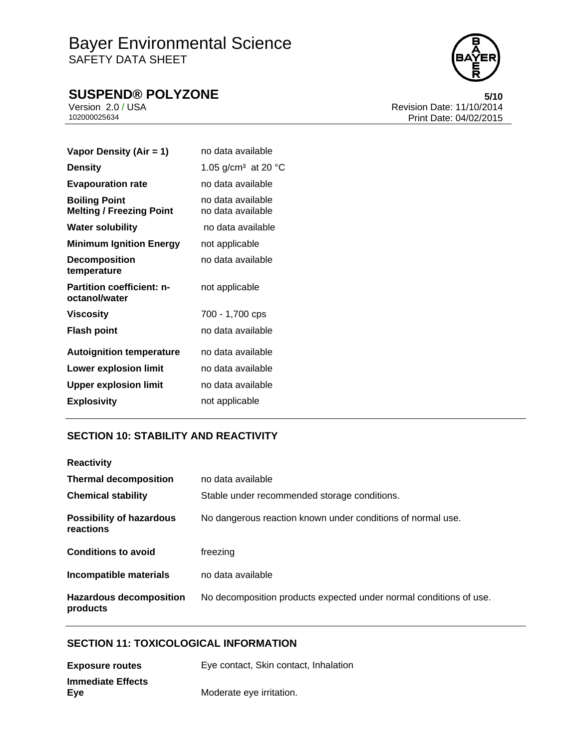| | |
|---|---|
| **Vapor Density (Air = 1)** | no data available |
| **Density** | 1.05 g/cm³ at 20 °C |
| **Evapouration rate** | no data available |
| **Boiling Point** | no data available |
| **Melting / Freezing Point** | no data available |
| **Water solubility** | no data available |
| **Minimum Ignition Energy** | not applicable |
| **Decomposition temperature** | no data available |
| **Partition coefficient: n-octanol/water** | not applicable |
| **Viscosity** | 700 - 1,700 cps |
| **Flash point** | no data available |
| **Autoignition temperature** | no data available |
| **Lower explosion limit** | no data available |
| **Upper explosion limit** | no data available |
| **Explosivity** | not applicable |

## SECTION 10: STABILITY AND REACTIVITY

**Reactivity**

| | |
|---|---|
| **Thermal decomposition** | no data available |
| **Chemical stability** | Stable under recommended storage conditions. |
| **Possibility of hazardous reactions** | No dangerous reaction known under conditions of normal use. |
| **Conditions to avoid** | freezing |
| **Incompatible materials** | no data available |
| **Hazardous decomposition products** | No decomposition products expected under normal conditions of use. |

## SECTION 11: TOXICOLOGICAL INFORMATION

| | |
|---|---|
| **Exposure routes** | Eye contact, Skin contact, Inhalation |

**Immediate Effects**

| | |
|---|---|
| **Eye** | Moderate eye irritation. |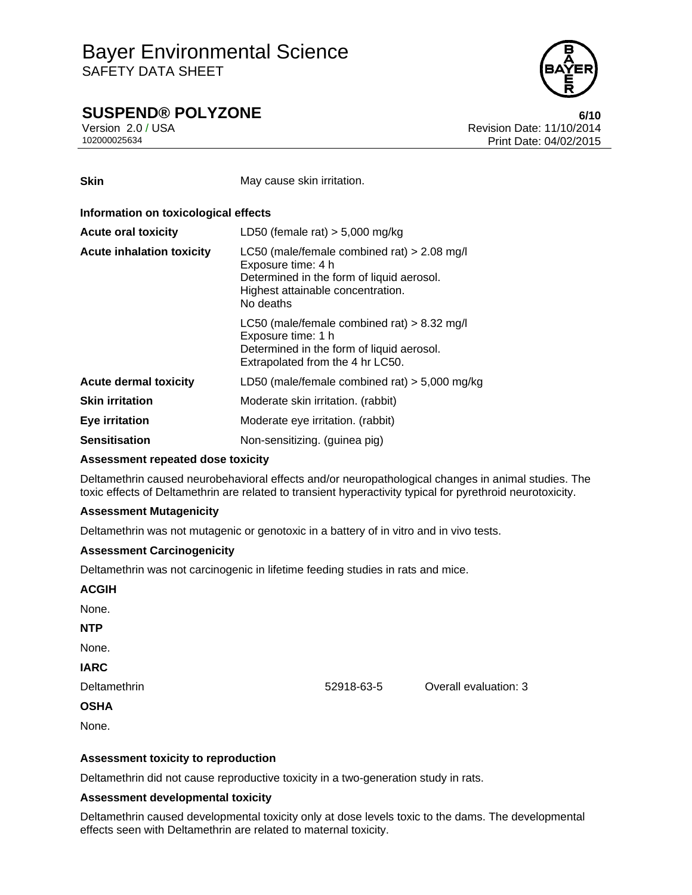| | |
|---|---|
| **Skin** | May cause skin irritation. |

**Information on toxicological effects**

| | |
|---|---|
| **Acute oral toxicity** | LD50 (female rat) > 5,000 mg/kg |
| **Acute inhalation toxicity** | LC50 (male/female combined rat) > 2.08 mg/l<br>Exposure time: 4 h<br>Determined in the form of liquid aerosol.<br>Highest attainable concentration.<br>No deaths |
| | LC50 (male/female combined rat) > 8.32 mg/l<br>Exposure time: 1 h<br>Determined in the form of liquid aerosol.<br>Extrapolated from the 4 hr LC50. |
| **Acute dermal toxicity** | LD50 (male/female combined rat) > 5,000 mg/kg |
| **Skin irritation** | Moderate skin irritation. (rabbit) |
| **Eye irritation** | Moderate eye irritation. (rabbit) |
| **Sensitisation** | Non-sensitizing. (guinea pig) |

**Assessment repeated dose toxicity**

Deltamethrin caused neurobehavioral effects and/or neuropathological changes in animal studies. The toxic effects of Deltamethrin are related to transient hyperactivity typical for pyrethroid neurotoxicity.

**Assessment Mutagenicity**

Deltamethrin was not mutagenic or genotoxic in a battery of in vitro and in vivo tests.

**Assessment Carcinogenicity**

Deltamethrin was not carcinogenic in lifetime feeding studies in rats and mice.

**ACGIH**

None.

**NTP**

None.

**IARC**

| | | |
|---|---|---|
| Deltamethrin | 52918-63-5 | Overall evaluation: 3 |

**OSHA**

None.

**Assessment toxicity to reproduction**

Deltamethrin did not cause reproductive toxicity in a two-generation study in rats.

**Assessment developmental toxicity**

Deltamethrin caused developmental toxicity only at dose levels toxic to the dams. The developmental effects seen with Deltamethrin are related to maternal toxicity.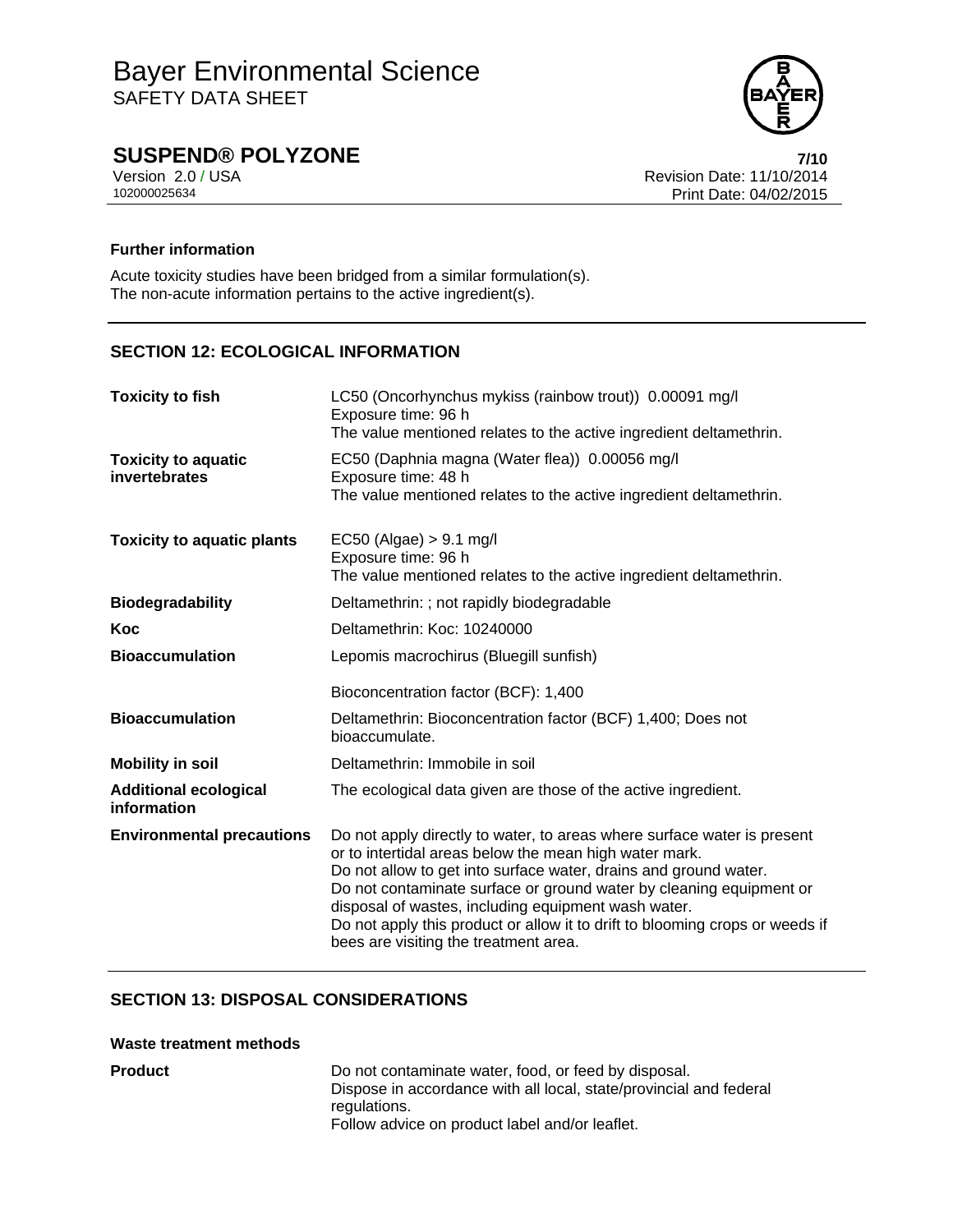**Further information**

Acute toxicity studies have been bridged from a similar formulation(s).
The non-acute information pertains to the active ingredient(s).

## SECTION 12: ECOLOGICAL INFORMATION

| | |
|---|---|
| **Toxicity to fish** | LC50 (Oncorhynchus mykiss (rainbow trout)) 0.00091 mg/l<br>Exposure time: 96 h<br>The value mentioned relates to the active ingredient deltamethrin. |
| **Toxicity to aquatic invertebrates** | EC50 (Daphnia magna (Water flea)) 0.00056 mg/l<br>Exposure time: 48 h<br>The value mentioned relates to the active ingredient deltamethrin. |
| **Toxicity to aquatic plants** | EC50 (Algae) > 9.1 mg/l<br>Exposure time: 96 h<br>The value mentioned relates to the active ingredient deltamethrin. |
| **Biodegradability** | Deltamethrin: ; not rapidly biodegradable |
| **Koc** | Deltamethrin: Koc: 10240000 |
| **Bioaccumulation** | Lepomis macrochirus (Bluegill sunfish)<br><br>Bioconcentration factor (BCF): 1,400 |
| **Bioaccumulation** | Deltamethrin: Bioconcentration factor (BCF) 1,400; Does not bioaccumulate. |
| **Mobility in soil** | Deltamethrin: Immobile in soil |
| **Additional ecological information** | The ecological data given are those of the active ingredient. |
| **Environmental precautions** | Do not apply directly to water, to areas where surface water is present or to intertidal areas below the mean high water mark.<br>Do not allow to get into surface water, drains and ground water.<br>Do not contaminate surface or ground water by cleaning equipment or disposal of wastes, including equipment wash water.<br>Do not apply this product or allow it to drift to blooming crops or weeds if bees are visiting the treatment area. |

## SECTION 13: DISPOSAL CONSIDERATIONS

**Waste treatment methods**

| | |
|---|---|
| **Product** | Do not contaminate water, food, or feed by disposal.<br>Dispose in accordance with all local, state/provincial and federal regulations.<br>Follow advice on product label and/or leaflet. |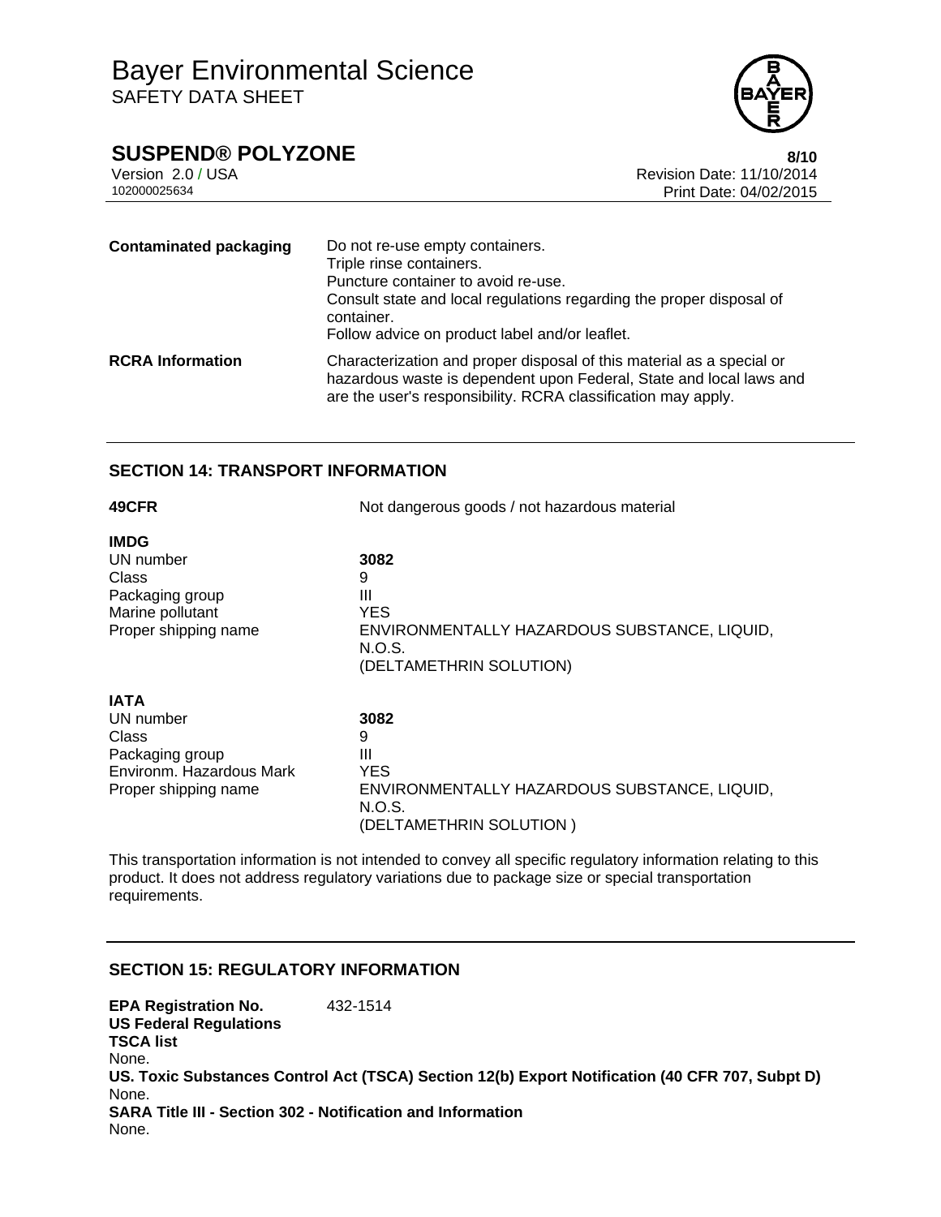| | |
|---|---|
| **Contaminated packaging** | Do not re-use empty containers.<br>Triple rinse containers.<br>Puncture container to avoid re-use.<br>Consult state and local regulations regarding the proper disposal of container.<br>Follow advice on product label and/or leaflet. |
| **RCRA Information** | Characterization and proper disposal of this material as a special or hazardous waste is dependent upon Federal, State and local laws and are the user's responsibility. RCRA classification may apply. |

## SECTION 14: TRANSPORT INFORMATION

**49CFR** Not dangerous goods / not hazardous material

**IMDG**

| | |
|---|---|
| UN number | **3082** |
| Class | 9 |
| Packaging group | III |
| Marine pollutant | YES |
| Proper shipping name | ENVIRONMENTALLY HAZARDOUS SUBSTANCE, LIQUID, N.O.S.<br>(DELTAMETHRIN SOLUTION) |

**IATA**

| | |
|---|---|
| UN number | **3082** |
| Class | 9 |
| Packaging group | III |
| Environm. Hazardous Mark | YES |
| Proper shipping name | ENVIRONMENTALLY HAZARDOUS SUBSTANCE, LIQUID, N.O.S.<br>(DELTAMETHRIN SOLUTION ) |

This transportation information is not intended to convey all specific regulatory information relating to this product. It does not address regulatory variations due to package size or special transportation requirements.

## SECTION 15: REGULATORY INFORMATION

**EPA Registration No.** 432-1514

**US Federal Regulations**

**TSCA list**

None.

**US. Toxic Substances Control Act (TSCA) Section 12(b) Export Notification (40 CFR 707, Subpt D)**

None.

**SARA Title III - Section 302 - Notification and Information**

None.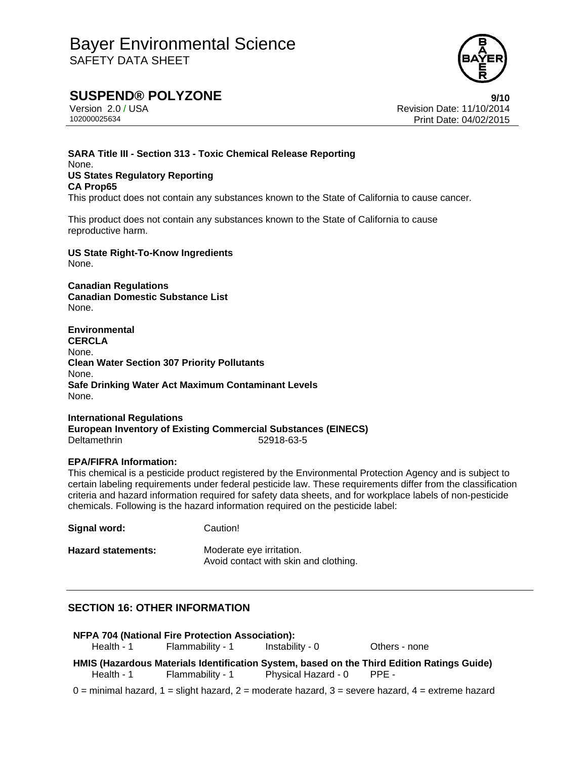**SARA Title III - Section 313 - Toxic Chemical Release Reporting**
None.

**US States Regulatory Reporting**

**CA Prop65**

This product does not contain any substances known to the State of California to cause cancer.

This product does not contain any substances known to the State of California to cause reproductive harm.

**US State Right-To-Know Ingredients**
None.

**Canadian Regulations**

**Canadian Domestic Substance List**
None.

**Environmental**

**CERCLA**
None.

**Clean Water Section 307 Priority Pollutants**
None.

**Safe Drinking Water Act Maximum Contaminant Levels**
None.

**International Regulations**

**European Inventory of Existing Commercial Substances (EINECS)**

| | |
|---|---|
| Deltamethrin | 52918-63-5 |

**EPA/FIFRA Information:**

This chemical is a pesticide product registered by the Environmental Protection Agency and is subject to certain labeling requirements under federal pesticide law. These requirements differ from the classification criteria and hazard information required for safety data sheets, and for workplace labels of non-pesticide chemicals. Following is the hazard information required on the pesticide label:

| | |
|---|---|
| **Signal word:** | Caution! |
| **Hazard statements:** | Moderate eye irritation.<br>Avoid contact with skin and clothing. |

## SECTION 16: OTHER INFORMATION

**NFPA 704 (National Fire Protection Association):**

| Health - 1 | Flammability - 1 | Instability - 0 | Others - none |
|---|---|---|---|

**HMIS (Hazardous Materials Identification System, based on the Third Edition Ratings Guide)**

| Health - 1 | Flammability - 1 | Physical Hazard - 0 | PPE - |
|---|---|---|---|

0 = minimal hazard, 1 = slight hazard, 2 = moderate hazard, 3 = severe hazard, 4 = extreme hazard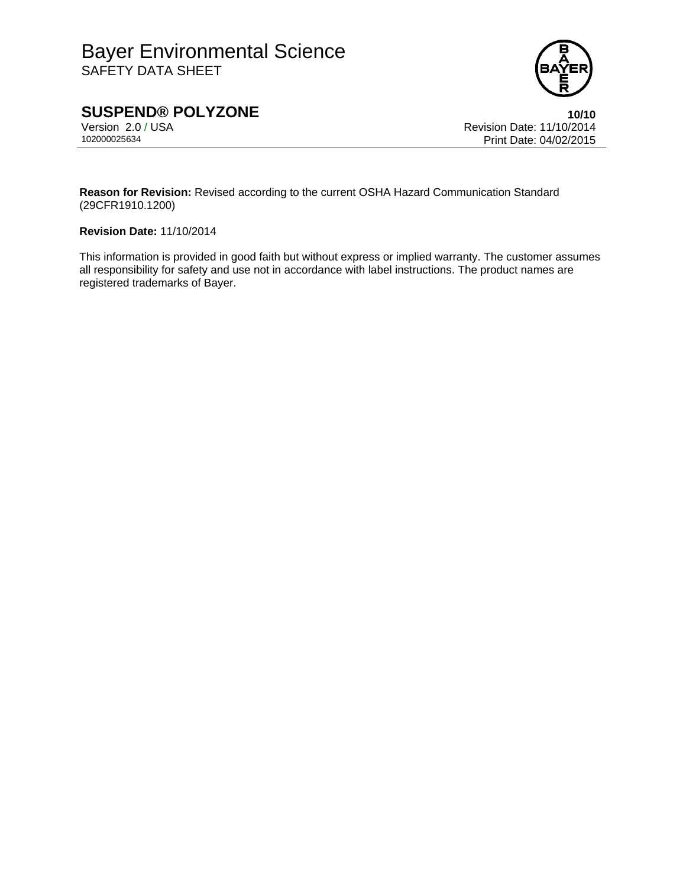**Reason for Revision:** Revised according to the current OSHA Hazard Communication Standard (29CFR1910.1200)

**Revision Date:** 11/10/2014

This information is provided in good faith but without express or implied warranty. The customer assumes all responsibility for safety and use not in accordance with label instructions. The product names are registered trademarks of Bayer.